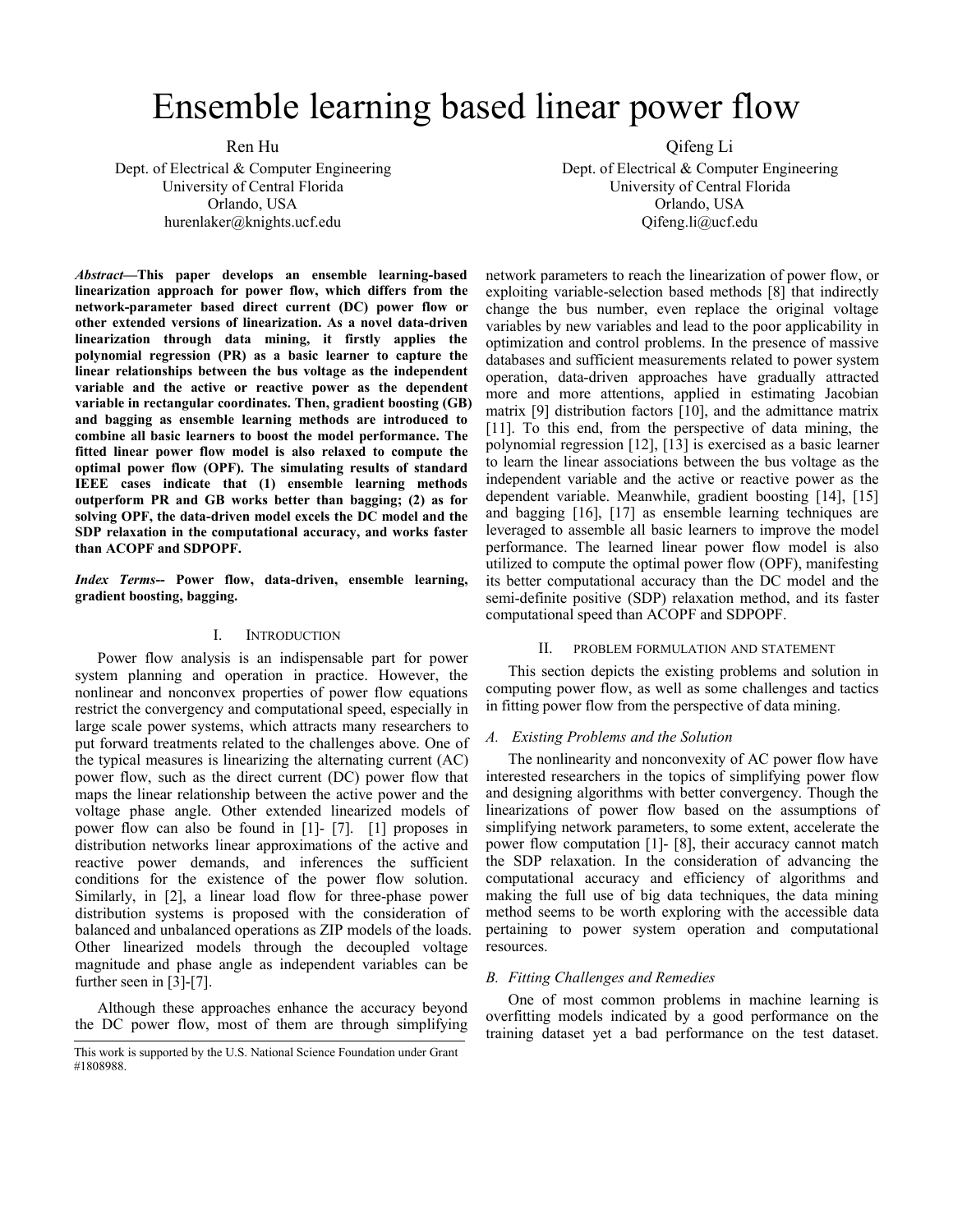# Ensemble learning based linear power flow

Ren Hu
Dept. of Electrical & Computer Engineering
University of Central Florida
Orlando, USA
hurenlaker@knights.ucf.edu

Qifeng Li
Dept. of Electrical & Computer Engineering
University of Central Florida
Orlando, USA
Qifeng.li@ucf.edu

***Abstract*—This paper develops an ensemble learning-based linearization approach for power flow, which differs from the network-parameter based direct current (DC) power flow or other extended versions of linearization. As a novel data-driven linearization through data mining, it firstly applies the polynomial regression (PR) as a basic learner to capture the linear relationships between the bus voltage as the independent variable and the active or reactive power as the dependent variable in rectangular coordinates. Then, gradient boosting (GB) and bagging as ensemble learning methods are introduced to combine all basic learners to boost the model performance. The fitted linear power flow model is also relaxed to compute the optimal power flow (OPF). The simulating results of standard IEEE cases indicate that (1) ensemble learning methods outperform PR and GB works better than bagging; (2) as for solving OPF, the data-driven model excels the DC model and the SDP relaxation in the computational accuracy, and works faster than ACOPF and SDPOPF.**

***Index Terms*-- Power flow, data-driven, ensemble learning, gradient boosting, bagging.**

## I. Introduction

Power flow analysis is an indispensable part for power system planning and operation in practice. However, the nonlinear and nonconvex properties of power flow equations restrict the convergency and computational speed, especially in large scale power systems, which attracts many researchers to put forward treatments related to the challenges above. One of the typical measures is linearizing the alternating current (AC) power flow, such as the direct current (DC) power flow that maps the linear relationship between the active power and the voltage phase angle. Other extended linearized models of power flow can also be found in [1]- [7]. [1] proposes in distribution networks linear approximations of the active and reactive power demands, and inferences the sufficient conditions for the existence of the power flow solution. Similarly, in [2], a linear load flow for three-phase power distribution systems is proposed with the consideration of balanced and unbalanced operations as ZIP models of the loads. Other linearized models through the decoupled voltage magnitude and phase angle as independent variables can be further seen in [3]-[7].

Although these approaches enhance the accuracy beyond the DC power flow, most of them are through simplifying network parameters to reach the linearization of power flow, or exploiting variable-selection based methods [8] that indirectly change the bus number, even replace the original voltage variables by new variables and lead to the poor applicability in optimization and control problems. In the presence of massive databases and sufficient measurements related to power system operation, data-driven approaches have gradually attracted more and more attentions, applied in estimating Jacobian matrix [9] distribution factors [10], and the admittance matrix [11]. To this end, from the perspective of data mining, the polynomial regression [12], [13] is exercised as a basic learner to learn the linear associations between the bus voltage as the independent variable and the active or reactive power as the dependent variable. Meanwhile, gradient boosting [14], [15] and bagging [16], [17] as ensemble learning techniques are leveraged to assemble all basic learners to improve the model performance. The learned linear power flow model is also utilized to compute the optimal power flow (OPF), manifesting its better computational accuracy than the DC model and the semi-definite positive (SDP) relaxation method, and its faster computational speed than ACOPF and SDPOPF.

## II. Problem Formulation and Statement

This section depicts the existing problems and solution in computing power flow, as well as some challenges and tactics in fitting power flow from the perspective of data mining.

### *A. Existing Problems and the Solution*

The nonlinearity and nonconvexity of AC power flow have interested researchers in the topics of simplifying power flow and designing algorithms with better convergency. Though the linearizations of power flow based on the assumptions of simplifying network parameters, to some extent, accelerate the power flow computation [1]- [8], their accuracy cannot match the SDP relaxation. In the consideration of advancing the computational accuracy and efficiency of algorithms and making the full use of big data techniques, the data mining method seems to be worth exploring with the accessible data pertaining to power system operation and computational resources.

### *B. Fitting Challenges and Remedies*

One of most common problems in machine learning is overfitting models indicated by a good performance on the training dataset yet a bad performance on the test dataset.

This work is supported by the U.S. National Science Foundation under Grant #1808988.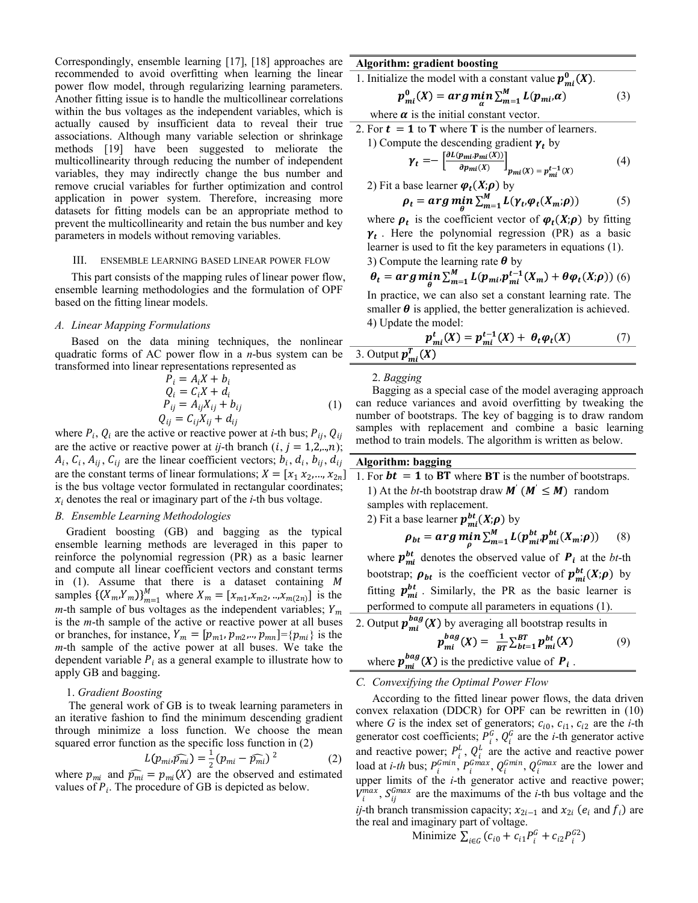Correspondingly, ensemble learning [17], [18] approaches are recommended to avoid overfitting when learning the linear power flow model, through regularizing learning parameters. Another fitting issue is to handle the multicollinear correlations within the bus voltages as the independent variables, which is actually caused by insufficient data to reveal their true associations. Although many variable selection or shrinkage methods [19] have been suggested to meliorate the multicollinearity through reducing the number of independent variables, they may indirectly change the bus number and remove crucial variables for further optimization and control application in power system. Therefore, increasing more datasets for fitting models can be an appropriate method to prevent the multicollinearity and retain the bus number and key parameters in models without removing variables.

## III. Ensemble Learning Based Linear Power Flow

This part consists of the mapping rules of linear power flow, ensemble learning methodologies and the formulation of OPF based on the fitting linear models.

### A. Linear Mapping Formulations

Based on the data mining techniques, the nonlinear quadratic forms of AC power flow in a *n*-bus system can be transformed into linear representations represented as

$$
\begin{aligned}
P_i &= A_i X + b_i \\
Q_i &= C_i X + d_i \\
P_{ij} &= A_{ij} X_{ij} + b_{ij} \\
Q_{ij} &= C_{ij} X_{ij} + d_{ij}
\end{aligned}
\tag{1}
$$

where $P_i$, $Q_i$ are the active or reactive power at *i*-th bus; $P_{ij}$, $Q_{ij}$ are the active or reactive power at *ij*-th branch ($i, j = 1,2,..,n$); $A_i$, $C_i$, $A_{ij}$, $C_{ij}$ are the linear coefficient vectors; $b_i$, $d_i$, $b_{ij}$, $d_{ij}$ are the constant terms of linear formulations; $X = [x_1\, x_2, ..., x_{2n}]$ is the bus voltage vector formulated in rectangular coordinates; $x_i$ denotes the real or imaginary part of the *i*-th bus voltage.

### B. Ensemble Learning Methodologies

Gradient boosting (GB) and bagging as the typical ensemble learning methods are leveraged in this paper to reinforce the polynomial regression (PR) as a basic learner and compute all linear coefficient vectors and constant terms in (1). Assume that there is a dataset containing $M$ samples $\{(X_m, Y_m)\}_{m=1}^{M}$ where $X_m = [x_{m1}, x_{m2}, .., x_{m(2n)}]$ is the *m*-th sample of bus voltages as the independent variables; $Y_m$ is the *m*-th sample of the active or reactive power at all buses or branches, for instance, $Y_m = [p_{m1}, p_{m2}, .., p_{mn}] = \{p_{mi}\}$ is the *m*-th sample of the active power at all buses. We take the dependent variable $P_i$ as a general example to illustrate how to apply GB and bagging.

1. *Gradient Boosting*

The general work of GB is to tweak learning parameters in an iterative fashion to find the minimum descending gradient through minimize a loss function. We choose the mean squared error function as the specific loss function in (2)

$$L(p_{mi}, \widehat{p_{mi}}) = \frac{1}{2}(p_{mi} - \widehat{p_{mi}})^2 \tag{2}$$

where $p_{mi}$ and $\widehat{p_{mi}} = p_{mi}(X)$ are the observed and estimated values of $P_i$. The procedure of GB is depicted as below.

**Algorithm: gradient boosting**

1. Initialize the model with a constant value $\boldsymbol{p}_{mi}^{0}(\boldsymbol{X})$.

$$\boldsymbol{p}_{mi}^{0}(\boldsymbol{X}) = \underset{\boldsymbol{\alpha}}{\boldsymbol{arg\,min}} \sum_{m=1}^{M} \boldsymbol{L}(\boldsymbol{p}_{mi}, \boldsymbol{\alpha}) \tag{3}$$

where $\boldsymbol{\alpha}$ is the initial constant vector.

2. For $\boldsymbol{t} = \boldsymbol{1}$ to $\mathbf{T}$ where $\mathbf{T}$ is the number of learners.

   1) Compute the descending gradient $\boldsymbol{\gamma_t}$ by

$$\boldsymbol{\gamma_t} = -\left[\frac{\partial \boldsymbol{L}(\boldsymbol{p}_{mi}, \boldsymbol{p}_{mi}(\boldsymbol{X}))}{\partial \boldsymbol{p}_{mi}(\boldsymbol{X})}\right]_{\boldsymbol{p}_{mi}(\boldsymbol{X}) = \boldsymbol{p}_{mi}^{t-1}(\boldsymbol{X})} \tag{4}$$

   2) Fit a base learner $\boldsymbol{\varphi_t}(\boldsymbol{X};\boldsymbol{\rho})$ by

$$\boldsymbol{\rho_t} = \underset{\boldsymbol{\rho}}{\boldsymbol{arg\,min}} \sum_{m=1}^{M} \boldsymbol{L}(\boldsymbol{\gamma_t}, \boldsymbol{\varphi_t}(\boldsymbol{X}_m;\boldsymbol{\rho})) \tag{5}$$

   where $\boldsymbol{\rho_t}$ is the coefficient vector of $\boldsymbol{\varphi_t}(\boldsymbol{X};\boldsymbol{\rho})$ by fitting $\boldsymbol{\gamma_t}$. Here the polynomial regression (PR) as a basic learner is used to fit the key parameters in equations (1).

   3) Compute the learning rate $\boldsymbol{\theta}$ by

$$\boldsymbol{\theta_t} = \underset{\boldsymbol{\theta}}{\boldsymbol{arg\,min}} \sum_{m=1}^{M} \boldsymbol{L}(\boldsymbol{p}_{mi}, \boldsymbol{p}_{mi}^{t-1}(\boldsymbol{X}_m) + \boldsymbol{\theta}\boldsymbol{\varphi_t}(\boldsymbol{X};\boldsymbol{\rho})) \tag{6}$$

   In practice, we can also set a constant learning rate. The smaller $\boldsymbol{\theta}$ is applied, the better generalization is achieved.

   4) Update the model:

$$\boldsymbol{p}_{mi}^{t}(\boldsymbol{X}) = \boldsymbol{p}_{mi}^{t-1}(\boldsymbol{X}) + \boldsymbol{\theta_t}\boldsymbol{\varphi_t}(\boldsymbol{X}) \tag{7}$$

3. Output $\boldsymbol{p}_{mi}^{\boldsymbol{T}}(\boldsymbol{X})$

2. *Bagging*

Bagging as a special case of the model averaging approach can reduce variances and avoid overfitting by tweaking the number of bootstraps. The key of bagging is to draw random samples with replacement and combine a basic learning method to train models. The algorithm is written as below.

**Algorithm: bagging**

1. For $\boldsymbol{bt} = \boldsymbol{1}$ to $\mathbf{BT}$ where $\mathbf{BT}$ is the number of bootstraps.

   1) At the *bt*-th bootstrap draw $\boldsymbol{M}'$ ($\boldsymbol{M}' \leq \boldsymbol{M}$) random samples with replacement.

   2) Fit a base learner $\boldsymbol{p}_{mi}^{bt}(\boldsymbol{X};\boldsymbol{\rho})$ by

$$\boldsymbol{\rho_{bt}} = \underset{\boldsymbol{\rho}}{\boldsymbol{arg\,min}} \sum_{m=1}^{M} \boldsymbol{L}(\boldsymbol{p}_{mi}^{bt}, \boldsymbol{p}_{mi}^{bt}(\boldsymbol{X}_m;\boldsymbol{\rho})) \tag{8}$$

   where $\boldsymbol{p}_{mi}^{bt}$ denotes the observed value of $\boldsymbol{P_i}$ at the *bt*-th bootstrap; $\boldsymbol{\rho_{bt}}$ is the coefficient vector of $\boldsymbol{p}_{mi}^{bt}(\boldsymbol{X};\boldsymbol{\rho})$ by fitting $\boldsymbol{p}_{mi}^{bt}$. Similarly, the PR as the basic learner is performed to compute all parameters in equations (1).

2. Output $\boldsymbol{p}_{mi}^{bag}(\boldsymbol{X})$ by averaging all bootstrap results in

$$\boldsymbol{p}_{mi}^{bag}(\boldsymbol{X}) = \frac{\boldsymbol{1}}{\boldsymbol{BT}} \sum_{bt=1}^{BT} \boldsymbol{p}_{mi}^{bt}(\boldsymbol{X}) \tag{9}$$

   where $\boldsymbol{p}_{mi}^{bag}(\boldsymbol{X})$ is the predictive value of $\boldsymbol{P_i}$.

### C. Convexifying the Optimal Power Flow

According to the fitted linear power flows, the data driven convex relaxation (DDCR) for OPF can be rewritten in (10) where $G$ is the index set of generators; $c_{i0}$, $c_{i1}$, $c_{i2}$ are the *i*-th generator cost coefficients; $P_i^G$, $Q_i^G$ are the *i*-th generator active and reactive power; $P_i^L$, $Q_i^L$ are the active and reactive power load at *i-th* bus; $P_i^{Gmin}$, $P_i^{Gmax}$, $Q_i^{Gmin}$, $Q_i^{Gmax}$ are the lower and upper limits of the *i*-th generator active and reactive power; $V_i^{max}$, $S_{ij}^{Gmax}$ are the maximums of the *i*-th bus voltage and the *ij*-th branch transmission capacity; $x_{2i-1}$ and $x_{2i}$ ($e_i$ and $f_i$) are the real and imaginary part of voltage.

$$\text{Minimize } \sum_{i \in G} (c_{i0} + c_{i1}P_i^G + c_{i2}P_i^{G2})$$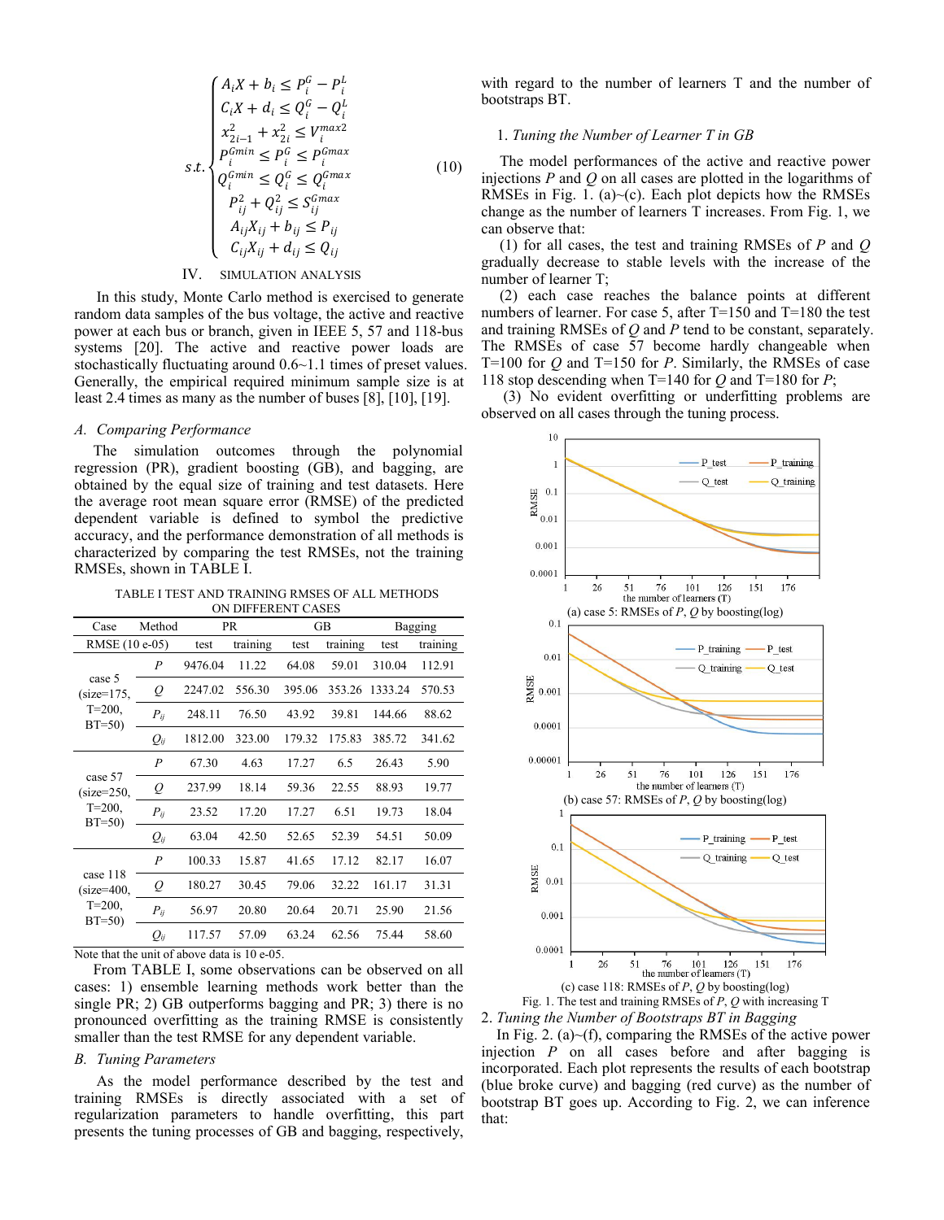$$
s.t.\begin{cases} A_i X + b_i \le P_i^G - P_i^L \\ C_i X + d_i \le Q_i^G - Q_i^L \\ x_{2i-1}^2 + x_{2i}^2 \le V_i^{max2} \\ P_i^{Gmin} \le P_i^G \le P_i^{Gmax} \\ Q_i^{Gmin} \le Q_i^G \le Q_i^{Gmax} \\ P_{ij}^2 + Q_{ij}^2 \le S_{ij}^{Gmax} \\ A_{ij} X_{ij} + b_{ij} \le P_{ij} \\ C_{ij} X_{ij} + d_{ij} \le Q_{ij} \end{cases} \tag{10}
$$

## IV. SIMULATION ANALYSIS

In this study, Monte Carlo method is exercised to generate random data samples of the bus voltage, the active and reactive power at each bus or branch, given in IEEE 5, 57 and 118-bus systems [20]. The active and reactive power loads are stochastically fluctuating around 0.6~1.1 times of preset values. Generally, the empirical required minimum sample size is at least 2.4 times as many as the number of buses [8], [10], [19].

### *A. Comparing Performance*

The simulation outcomes through the polynomial regression (PR), gradient boosting (GB), and bagging, are obtained by the equal size of training and test datasets. Here the average root mean square error (RMSE) of the predicted dependent variable is defined to symbol the predictive accuracy, and the performance demonstration of all methods is characterized by comparing the test RMSEs, not the training RMSEs, shown in TABLE I.

TABLE I TEST AND TRAINING RMSES OF ALL METHODS ON DIFFERENT CASES

| Case | Method | PR | | GB | | Bagging | |
|---|---|---|---|---|---|---|---|
| RMSE (10 e-05) | | test | training | test | training | test | training |
| case 5 (size=175, T=200, BT=50) | $P$ | 9476.04 | 11.22 | 64.08 | 59.01 | 310.04 | 112.91 |
| | $Q$ | 2247.02 | 556.30 | 395.06 | 353.26 | 1333.24 | 570.53 |
| | $P_{ij}$ | 248.11 | 76.50 | 43.92 | 39.81 | 144.66 | 88.62 |
| | $Q_{ij}$ | 1812.00 | 323.00 | 179.32 | 175.83 | 385.72 | 341.62 |
| case 57 (size=250, T=200, BT=50) | $P$ | 67.30 | 4.63 | 17.27 | 6.5 | 26.43 | 5.90 |
| | $Q$ | 237.99 | 18.14 | 59.36 | 22.55 | 88.93 | 19.77 |
| | $P_{ij}$ | 23.52 | 17.20 | 17.27 | 6.51 | 19.73 | 18.04 |
| | $Q_{ij}$ | 63.04 | 42.50 | 52.65 | 52.39 | 54.51 | 50.09 |
| case 118 (size=400, T=200, BT=50) | $P$ | 100.33 | 15.87 | 41.65 | 17.12 | 82.17 | 16.07 |
| | $Q$ | 180.27 | 30.45 | 79.06 | 32.22 | 161.17 | 31.31 |
| | $P_{ij}$ | 56.97 | 20.80 | 20.64 | 20.71 | 25.90 | 21.56 |
| | $Q_{ij}$ | 117.57 | 57.09 | 63.24 | 62.56 | 75.44 | 58.60 |

Note that the unit of above data is 10 e-05.

From TABLE I, some observations can be observed on all cases: 1) ensemble learning methods work better than the single PR; 2) GB outperforms bagging and PR; 3) there is no pronounced overfitting as the training RMSE is consistently smaller than the test RMSE for any dependent variable.

### *B. Tuning Parameters*

As the model performance described by the test and training RMSEs is directly associated with a set of regularization parameters to handle overfitting, this part presents the tuning processes of GB and bagging, respectively, with regard to the number of learners T and the number of bootstraps BT.

#### 1. *Tuning the Number of Learner T in GB*

The model performances of the active and reactive power injections $P$ and $Q$ on all cases are plotted in the logarithms of RMSEs in Fig. 1. (a)~(c). Each plot depicts how the RMSEs change as the number of learners T increases. From Fig. 1, we can observe that:

(1) for all cases, the test and training RMSEs of $P$ and $Q$ gradually decrease to stable levels with the increase of the number of learner T;

(2) each case reaches the balance points at different numbers of learner. For case 5, after T=150 and T=180 the test and training RMSEs of $Q$ and $P$ tend to be constant, separately. The RMSEs of case 57 become hardly changeable when T=100 for $Q$ and T=150 for $P$. Similarly, the RMSEs of case 118 stop descending when T=140 for $Q$ and T=180 for $P$;

(3) No evident overfitting or underfitting problems are observed on all cases through the tuning process.

(a) case 5: RMSEs of $P$, $Q$ by boosting(log)

(b) case 57: RMSEs of $P$, $Q$ by boosting(log)

(c) case 118: RMSEs of $P$, $Q$ by boosting(log)

Fig. 1. The test and training RMSEs of $P$, $Q$ with increasing T

#### 2. *Tuning the Number of Bootstraps BT in Bagging*

In Fig. 2. (a)~(f), comparing the RMSEs of the active power injection $P$ on all cases before and after bagging is incorporated. Each plot represents the results of each bootstrap (blue broke curve) and bagging (red curve) as the number of bootstrap BT goes up. According to Fig. 2, we can inference that: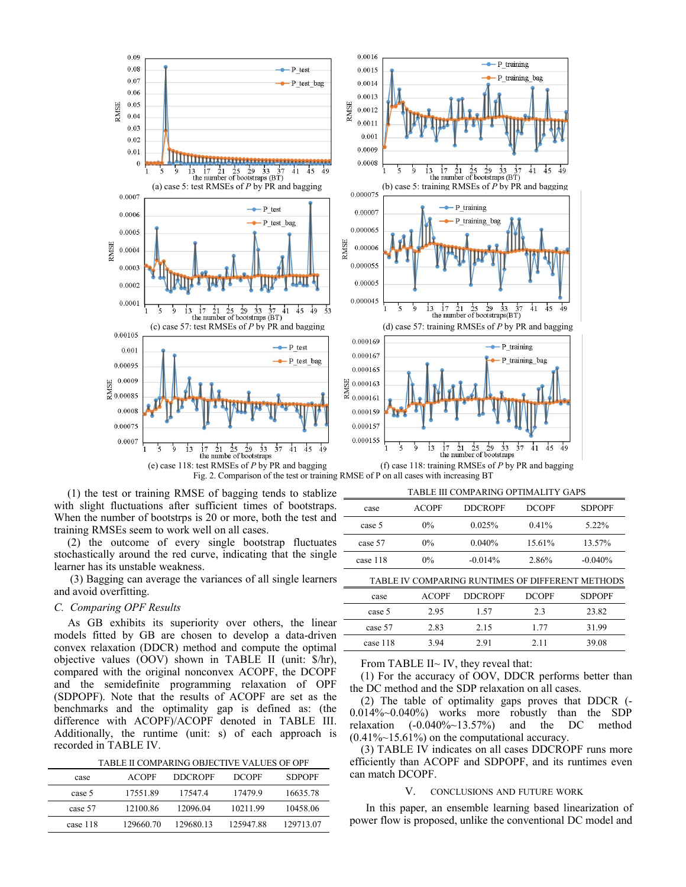(a) case 5: test RMSEs of *P* by PR and bagging

(b) case 5: training RMSEs of *P* by PR and bagging

(c) case 57: test RMSEs of *P* by PR and bagging

(d) case 57: training RMSEs of *P* by PR and bagging

(e) case 118: test RMSEs of *P* by PR and bagging

(f) case 118: training RMSEs of *P* by PR and bagging

Fig. 2. Comparison of the test or training RMSE of P on all cases with increasing BT

(1) the test or training RMSE of bagging tends to stablize with slight fluctuations after sufficient times of bootstraps. When the number of bootstrps is 20 or more, both the test and training RMSEs seem to work well on all cases.

(2) the outcome of every single bootstrap fluctuates stochastically around the red curve, indicating that the single learner has its unstable weakness.

(3) Bagging can average the variances of all single learners and avoid overfitting.

### C. Comparing OPF Results

As GB exhibits its superiority over others, the linear models fitted by GB are chosen to develop a data-driven convex relaxation (DDCR) method and compute the optimal objective values (OOV) shown in TABLE II (unit: $/hr), compared with the original nonconvex ACOPF, the DCOPF and the semidefinite programming relaxation of OPF (SDPOPF). Note that the results of ACOPF are set as the benchmarks and the optimality gap is defined as: (the difference with ACOPF)/ACOPF denoted in TABLE III. Additionally, the runtime (unit: s) of each approach is recorded in TABLE IV.

TABLE II COMPARING OBJECTIVE VALUES OF OPF

| case | ACOPF | DDCROPF | DCOPF | SDPOPF |
|---|---|---|---|---|
| case 5 | 17551.89 | 17547.4 | 17479.9 | 16635.78 |
| case 57 | 12100.86 | 12096.04 | 10211.99 | 10458.06 |
| case 118 | 129660.70 | 129680.13 | 125947.88 | 129713.07 |

TABLE III COMPARING OPTIMALITY GAPS

| case | ACOPF | DDCROPF | DCOPF | SDPOPF |
|---|---|---|---|---|
| case 5 | 0% | 0.025% | 0.41% | 5.22% |
| case 57 | 0% | 0.040% | 15.61% | 13.57% |
| case 118 | 0% | -0.014% | 2.86% | -0.040% |

TABLE IV COMPARING RUNTIMES OF DIFFERENT METHODS

| case | ACOPF | DDCROPF | DCOPF | SDPOPF |
|---|---|---|---|---|
| case 5 | 2.95 | 1.57 | 2.3 | 23.82 |
| case 57 | 2.83 | 2.15 | 1.77 | 31.99 |
| case 118 | 3.94 | 2.91 | 2.11 | 39.08 |

From TABLE II~ IV, they reveal that:

(1) For the accuracy of OOV, DDCR performs better than the DC method and the SDP relaxation on all cases.

(2) The table of optimality gaps proves that DDCR (-0.014%~0.040%) works more robustly than the SDP relaxation (-0.040%~13.57%) and the DC method (0.41%~15.61%) on the computational accuracy.

(3) TABLE IV indicates on all cases DDCROPF runs more efficiently than ACOPF and SDPOPF, and its runtimes even can match DCOPF.

## V. CONCLUSIONS AND FUTURE WORK

In this paper, an ensemble learning based linearization of power flow is proposed, unlike the conventional DC model and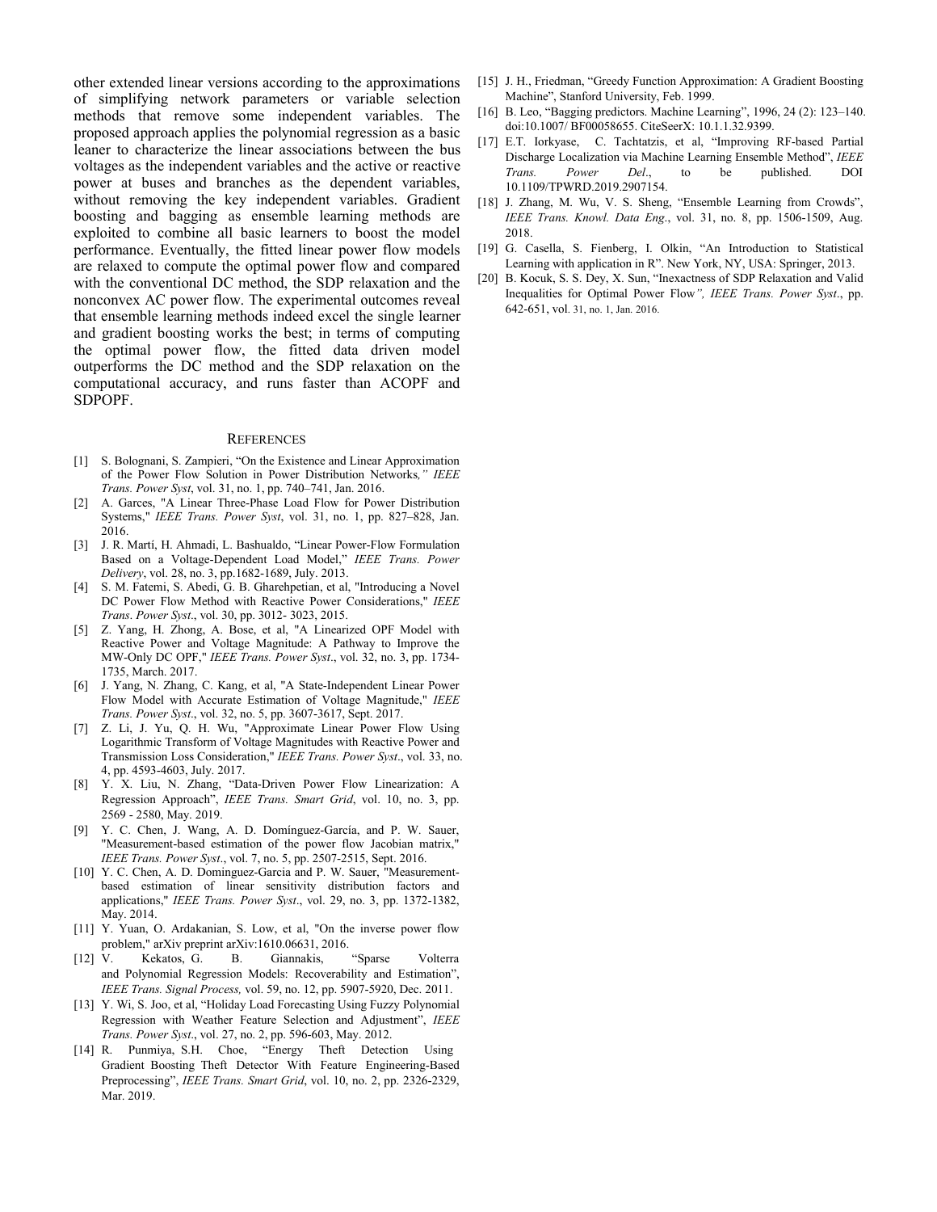other extended linear versions according to the approximations of simplifying network parameters or variable selection methods that remove some independent variables. The proposed approach applies the polynomial regression as a basic leaner to characterize the linear associations between the bus voltages as the independent variables and the active or reactive power at buses and branches as the dependent variables, without removing the key independent variables. Gradient boosting and bagging as ensemble learning methods are exploited to combine all basic learners to boost the model performance. Eventually, the fitted linear power flow models are relaxed to compute the optimal power flow and compared with the conventional DC method, the SDP relaxation and the nonconvex AC power flow. The experimental outcomes reveal that ensemble learning methods indeed excel the single learner and gradient boosting works the best; in terms of computing the optimal power flow, the fitted data driven model outperforms the DC method and the SDP relaxation on the computational accuracy, and runs faster than ACOPF and SDPOPF.

## References

[1] S. Bolognani, S. Zampieri, "On the Existence and Linear Approximation of the Power Flow Solution in Power Distribution Networks*," IEEE Trans. Power Syst*, vol. 31, no. 1, pp. 740–741, Jan. 2016.

[2] A. Garces, "A Linear Three-Phase Load Flow for Power Distribution Systems," *IEEE Trans. Power Syst*, vol. 31, no. 1, pp. 827–828, Jan. 2016.

[3] J. R. Martí, H. Ahmadi, L. Bashualdo, "Linear Power-Flow Formulation Based on a Voltage-Dependent Load Model," *IEEE Trans. Power Delivery*, vol. 28, no. 3, pp.1682-1689, July. 2013.

[4] S. M. Fatemi, S. Abedi, G. B. Gharehpetian, et al, "Introducing a Novel DC Power Flow Method with Reactive Power Considerations," *IEEE Trans. Power Syst*., vol. 30, pp. 3012- 3023, 2015.

[5] Z. Yang, H. Zhong, A. Bose, et al, "A Linearized OPF Model with Reactive Power and Voltage Magnitude: A Pathway to Improve the MW-Only DC OPF," *IEEE Trans. Power Syst*., vol. 32, no. 3, pp. 1734-1735, March. 2017.

[6] J. Yang, N. Zhang, C. Kang, et al, "A State-Independent Linear Power Flow Model with Accurate Estimation of Voltage Magnitude," *IEEE Trans. Power Syst*., vol. 32, no. 5, pp. 3607-3617, Sept. 2017.

[7] Z. Li, J. Yu, Q. H. Wu, "Approximate Linear Power Flow Using Logarithmic Transform of Voltage Magnitudes with Reactive Power and Transmission Loss Consideration," *IEEE Trans. Power Syst*., vol. 33, no. 4, pp. 4593-4603, July. 2017.

[8] Y. X. Liu, N. Zhang, "Data-Driven Power Flow Linearization: A Regression Approach", *IEEE Trans. Smart Grid*, vol. 10, no. 3, pp. 2569 - 2580, May. 2019.

[9] Y. C. Chen, J. Wang, A. D. Domínguez-García, and P. W. Sauer, "Measurement-based estimation of the power flow Jacobian matrix," *IEEE Trans. Power Syst*., vol. 7, no. 5, pp. 2507-2515, Sept. 2016.

[10] Y. C. Chen, A. D. Dominguez-Garcia and P. W. Sauer, "Measurement-based estimation of linear sensitivity distribution factors and applications," *IEEE Trans. Power Syst*., vol. 29, no. 3, pp. 1372-1382, May. 2014.

[11] Y. Yuan, O. Ardakanian, S. Low, et al, "On the inverse power flow problem," arXiv preprint arXiv:1610.06631, 2016.

[12] V. Kekatos, G. B. Giannakis, "Sparse Volterra and Polynomial Regression Models: Recoverability and Estimation", *IEEE Trans. Signal Process,* vol. 59, no. 12, pp. 5907-5920, Dec. 2011.

[13] Y. Wi, S. Joo, et al, "Holiday Load Forecasting Using Fuzzy Polynomial Regression with Weather Feature Selection and Adjustment", *IEEE Trans. Power Syst*., vol. 27, no. 2, pp. 596-603, May. 2012.

[14] R. Punmiya, S.H. Choe, "Energy Theft Detection Using Gradient Boosting Theft Detector With Feature Engineering-Based Preprocessing", *IEEE Trans. Smart Grid*, vol. 10, no. 2, pp. 2326-2329, Mar. 2019.

[15] J. H., Friedman, "Greedy Function Approximation: A Gradient Boosting Machine", Stanford University, Feb. 1999.

[16] B. Leo, "Bagging predictors. Machine Learning", 1996, 24 (2): 123–140. doi:10.1007/ BF00058655. CiteSeerX: 10.1.1.32.9399.

[17] E.T. Iorkyase, C. Tachtatzis, et al, "Improving RF-based Partial Discharge Localization via Machine Learning Ensemble Method", *IEEE Trans. Power Del*., to be published. DOI 10.1109/TPWRD.2019.2907154.

[18] J. Zhang, M. Wu, V. S. Sheng, "Ensemble Learning from Crowds", *IEEE Trans. Knowl. Data Eng*., vol. 31, no. 8, pp. 1506-1509, Aug. 2018.

[19] G. Casella, S. Fienberg, I. Olkin, "An Introduction to Statistical Learning with application in R". New York, NY, USA: Springer, 2013.

[20] B. Kocuk, S. S. Dey, X. Sun, "Inexactness of SDP Relaxation and Valid Inequalities for Optimal Power Flow*", IEEE Trans. Power Syst*., pp. 642-651, vol. 31, no. 1, Jan. 2016.